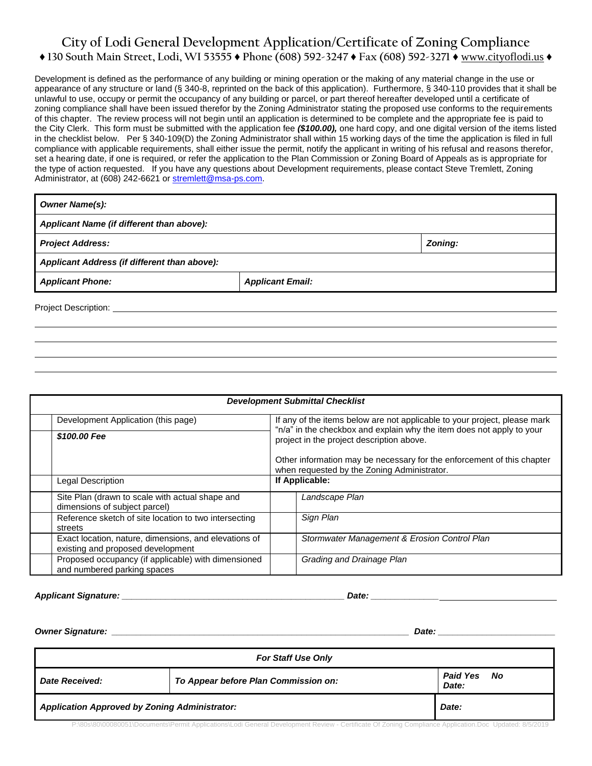# City of Lodi General Development Application/Certificate of Zoning Compliance

♦ 130 South Main Street, Lodi, WI 53555 ♦ Phone (608) 592-3247 ♦ Fax (608) 592-3271 ♦ www.cityoflodi.us ♦

Development is defined as the performance of any building or mining operation or the making of any material change in the use or appearance of any structure or land (§ 340-8, reprinted on the back of this application). Furthermore, § 340-110 provides that it shall be unlawful to use, occupy or permit the occupancy of any building or parcel, or part thereof hereafter developed until a certificate of zoning compliance shall have been issued therefor by the Zoning Administrator stating the proposed use conforms to the requirements of this chapter. The review process will not begin until an application is determined to be complete and the appropriate fee is paid to the City Clerk. This form must be submitted with the application fee ***($100.00),*** one hard copy, and one digital version of the items listed in the checklist below. Per § 340-109(D) the Zoning Administrator shall within 15 working days of the time the application is filed in full compliance with applicable requirements, shall either issue the permit, notify the applicant in writing of his refusal and reasons therefor, set a hearing date, if one is required, or refer the application to the Plan Commission or Zoning Board of Appeals as is appropriate for the type of action requested. If you have any questions about Development requirements, please contact Steve Tremlett, Zoning Administrator, at (608) 242-6621 or stremlett@msa-ps.com.

| | |
|---|---|
| ***Owner Name(s):*** | |
| ***Applicant Name (if different than above):*** | |
| ***Project Address:*** | ***Zoning:*** |
| ***Applicant Address (if different than above):*** | |
| ***Applicant Phone:*** | ***Applicant Email:*** |

Project Description: ______________________________________________________________

______________________________________________________________

______________________________________________________________

______________________________________________________________

______________________________________________________________

| | ***Development Submittal Checklist*** | | |
|---|---|---|---|
| | Development Application (this page) | If any of the items below are not applicable to your project, please mark "n/a" in the checkbox and explain why the item does not apply to your project in the project description above. Other information may be necessary for the enforcement of this chapter when requested by the Zoning Administrator. | |
| | ***$100.00 Fee*** | | |
| | Legal Description | **If Applicable:** | |
| | Site Plan (drawn to scale with actual shape and dimensions of subject parcel) | | *Landscape Plan* |
| | Reference sketch of site location to two intersecting streets | | *Sign Plan* |
| | Exact location, nature, dimensions, and elevations of existing and proposed development | | *Stormwater Management & Erosion Control Plan* |
| | Proposed occupancy (if applicable) with dimensioned and numbered parking spaces | | *Grading and Drainage Plan* |

***Applicant Signature:*** ________________________________________ ***Date:*** ______________

***Owner Signature:*** ________________________________________ ***Date:*** ______________

| ***For Staff Use Only*** | | |
|---|---|---|
| ***Date Received:*** | ***To Appear before Plan Commission on:*** | ***Paid Yes No Date:*** |
| ***Application Approved by Zoning Administrator:*** | | ***Date:*** |

P:\80s\80\00080051\Documents\Permit Applications\Lodi General Development Review - Certificate Of Zoning Compliance Application.Doc Updated: 8/5/2019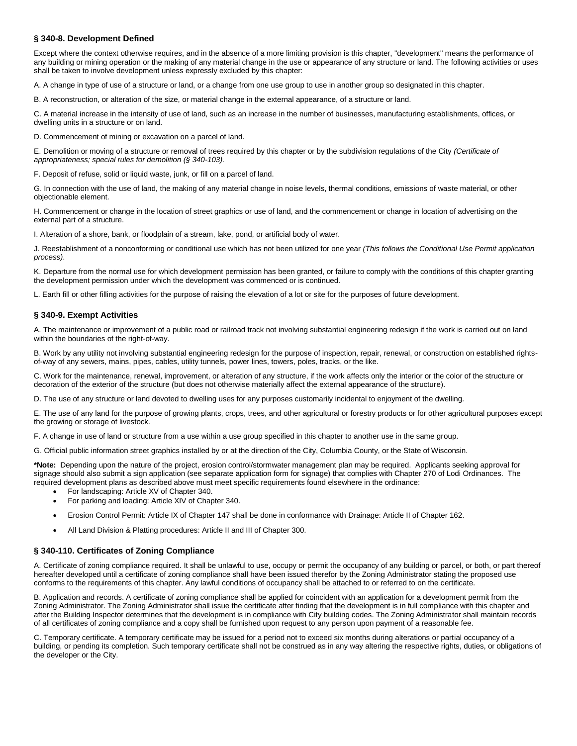### § 340-8. Development Defined

Except where the context otherwise requires, and in the absence of a more limiting provision is this chapter, "development" means the performance of any building or mining operation or the making of any material change in the use or appearance of any structure or land. The following activities or uses shall be taken to involve development unless expressly excluded by this chapter:

A. A change in type of use of a structure or land, or a change from one use group to use in another group so designated in this chapter.

B. A reconstruction, or alteration of the size, or material change in the external appearance, of a structure or land.

C. A material increase in the intensity of use of land, such as an increase in the number of businesses, manufacturing establishments, offices, or dwelling units in a structure or on land.

D. Commencement of mining or excavation on a parcel of land.

E. Demolition or moving of a structure or removal of trees required by this chapter or by the subdivision regulations of the City *(Certificate of appropriateness; special rules for demolition (§ 340-103).*

F. Deposit of refuse, solid or liquid waste, junk, or fill on a parcel of land.

G. In connection with the use of land, the making of any material change in noise levels, thermal conditions, emissions of waste material, or other objectionable element.

H. Commencement or change in the location of street graphics or use of land, and the commencement or change in location of advertising on the external part of a structure.

I. Alteration of a shore, bank, or floodplain of a stream, lake, pond, or artificial body of water.

J. Reestablishment of a nonconforming or conditional use which has not been utilized for one year *(This follows the Conditional Use Permit application process)*.

K. Departure from the normal use for which development permission has been granted, or failure to comply with the conditions of this chapter granting the development permission under which the development was commenced or is continued.

L. Earth fill or other filling activities for the purpose of raising the elevation of a lot or site for the purposes of future development.

### § 340-9. Exempt Activities

A. The maintenance or improvement of a public road or railroad track not involving substantial engineering redesign if the work is carried out on land within the boundaries of the right-of-way.

B. Work by any utility not involving substantial engineering redesign for the purpose of inspection, repair, renewal, or construction on established rights-of-way of any sewers, mains, pipes, cables, utility tunnels, power lines, towers, poles, tracks, or the like.

C. Work for the maintenance, renewal, improvement, or alteration of any structure, if the work affects only the interior or the color of the structure or decoration of the exterior of the structure (but does not otherwise materially affect the external appearance of the structure).

D. The use of any structure or land devoted to dwelling uses for any purposes customarily incidental to enjoyment of the dwelling.

E. The use of any land for the purpose of growing plants, crops, trees, and other agricultural or forestry products or for other agricultural purposes except the growing or storage of livestock.

F. A change in use of land or structure from a use within a use group specified in this chapter to another use in the same group.

G. Official public information street graphics installed by or at the direction of the City, Columbia County, or the State of Wisconsin.

**\*Note:** Depending upon the nature of the project, erosion control/stormwater management plan may be required. Applicants seeking approval for signage should also submit a sign application (see separate application form for signage) that complies with Chapter 270 of Lodi Ordinances. The required development plans as described above must meet specific requirements found elsewhere in the ordinance:

- For landscaping: Article XV of Chapter 340.
- For parking and loading: Article XIV of Chapter 340.
- Erosion Control Permit: Article IX of Chapter 147 shall be done in conformance with Drainage: Article II of Chapter 162.
- All Land Division & Platting procedures: Article II and III of Chapter 300.

### § 340-110. Certificates of Zoning Compliance

A. Certificate of zoning compliance required. It shall be unlawful to use, occupy or permit the occupancy of any building or parcel, or both, or part thereof hereafter developed until a certificate of zoning compliance shall have been issued therefor by the Zoning Administrator stating the proposed use conforms to the requirements of this chapter. Any lawful conditions of occupancy shall be attached to or referred to on the certificate.

B. Application and records. A certificate of zoning compliance shall be applied for coincident with an application for a development permit from the Zoning Administrator. The Zoning Administrator shall issue the certificate after finding that the development is in full compliance with this chapter and after the Building Inspector determines that the development is in compliance with City building codes. The Zoning Administrator shall maintain records of all certificates of zoning compliance and a copy shall be furnished upon request to any person upon payment of a reasonable fee.

C. Temporary certificate. A temporary certificate may be issued for a period not to exceed six months during alterations or partial occupancy of a building, or pending its completion. Such temporary certificate shall not be construed as in any way altering the respective rights, duties, or obligations of the developer or the City.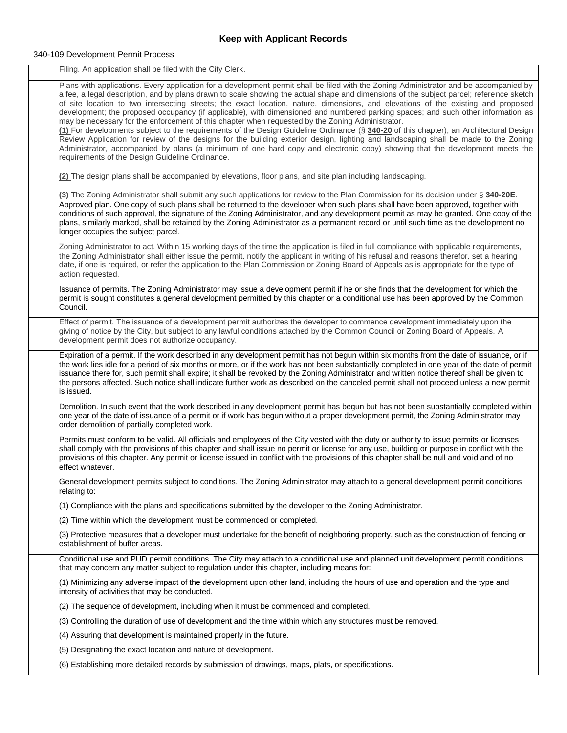**Keep with Applicant Records**

340-109 Development Permit Process

| | |
|---|---|
| | Filing. An application shall be filed with the City Clerk. |
| | Plans with applications. Every application for a development permit shall be filed with the Zoning Administrator and be accompanied by a fee, a legal description, and by plans drawn to scale showing the actual shape and dimensions of the subject parcel; reference sketch of site location to two intersecting streets; the exact location, nature, dimensions, and elevations of the existing and proposed development; the proposed occupancy (if applicable), with dimensioned and numbered parking spaces; and such other information as may be necessary for the enforcement of this chapter when requested by the Zoning Administrator.<br>(1) For developments subject to the requirements of the Design Guideline Ordinance (§ **340-20** of this chapter), an Architectural Design Review Application for review of the designs for the building exterior design, lighting and landscaping shall be made to the Zoning Administrator, accompanied by plans (a minimum of one hard copy and electronic copy) showing that the development meets the requirements of the Design Guideline Ordinance.<br><br>(2) The design plans shall be accompanied by elevations, floor plans, and site plan including landscaping.<br><br>(3) The Zoning Administrator shall submit any such applications for review to the Plan Commission for its decision under § **340-20E**. |
| | Approved plan. One copy of such plans shall be returned to the developer when such plans shall have been approved, together with conditions of such approval, the signature of the Zoning Administrator, and any development permit as may be granted. One copy of the plans, similarly marked, shall be retained by the Zoning Administrator as a permanent record or until such time as the development no longer occupies the subject parcel. |
| | Zoning Administrator to act. Within 15 working days of the time the application is filed in full compliance with applicable requirements, the Zoning Administrator shall either issue the permit, notify the applicant in writing of his refusal and reasons therefor, set a hearing date, if one is required, or refer the application to the Plan Commission or Zoning Board of Appeals as is appropriate for the type of action requested. |
| | Issuance of permits. The Zoning Administrator may issue a development permit if he or she finds that the development for which the permit is sought constitutes a general development permitted by this chapter or a conditional use has been approved by the Common Council. |
| | Effect of permit. The issuance of a development permit authorizes the developer to commence development immediately upon the giving of notice by the City, but subject to any lawful conditions attached by the Common Council or Zoning Board of Appeals. A development permit does not authorize occupancy. |
| | Expiration of a permit. If the work described in any development permit has not begun within six months from the date of issuance, or if the work lies idle for a period of six months or more, or if the work has not been substantially completed in one year of the date of permit issuance there for, such permit shall expire; it shall be revoked by the Zoning Administrator and written notice thereof shall be given to the persons affected. Such notice shall indicate further work as described on the canceled permit shall not proceed unless a new permit is issued. |
| | Demolition. In such event that the work described in any development permit has begun but has not been substantially completed within one year of the date of issuance of a permit or if work has begun without a proper development permit, the Zoning Administrator may order demolition of partially completed work. |
| | Permits must conform to be valid. All officials and employees of the City vested with the duty or authority to issue permits or licenses shall comply with the provisions of this chapter and shall issue no permit or license for any use, building or purpose in conflict with the provisions of this chapter. Any permit or license issued in conflict with the provisions of this chapter shall be null and void and of no effect whatever. |
| | General development permits subject to conditions. The Zoning Administrator may attach to a general development permit conditions relating to:<br><br>(1) Compliance with the plans and specifications submitted by the developer to the Zoning Administrator.<br><br>(2) Time within which the development must be commenced or completed.<br><br>(3) Protective measures that a developer must undertake for the benefit of neighboring property, such as the construction of fencing or establishment of buffer areas. |
| | Conditional use and PUD permit conditions. The City may attach to a conditional use and planned unit development permit conditions that may concern any matter subject to regulation under this chapter, including means for:<br><br>(1) Minimizing any adverse impact of the development upon other land, including the hours of use and operation and the type and intensity of activities that may be conducted.<br><br>(2) The sequence of development, including when it must be commenced and completed.<br><br>(3) Controlling the duration of use of development and the time within which any structures must be removed.<br><br>(4) Assuring that development is maintained properly in the future.<br><br>(5) Designating the exact location and nature of development.<br><br>(6) Establishing more detailed records by submission of drawings, maps, plats, or specifications. |